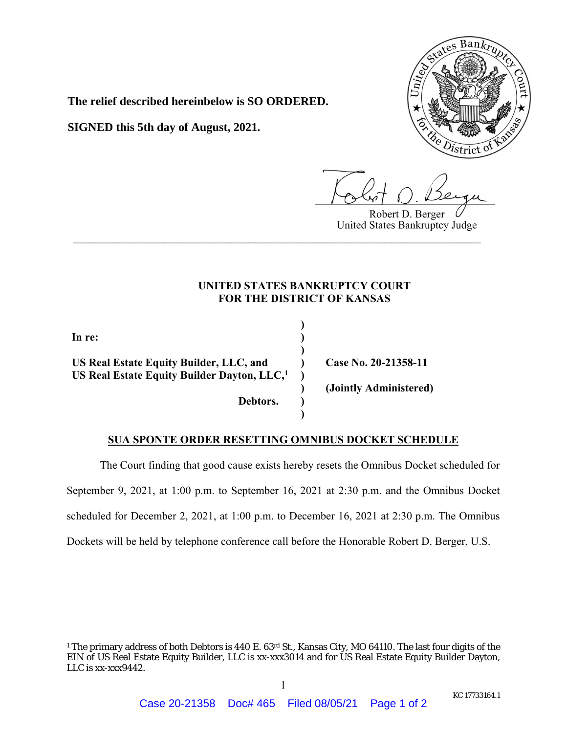**The relief described hereinbelow is SO ORDERED.**

**SIGNED this 5th day of August, 2021.**

Robert D. Berger
United States Bankruptcy Judge

---

**UNITED STATES BANKRUPTCY COURT**
**FOR THE DISTRICT OF KANSAS**

| | | |
|---|---|---|
| **In re:** | ) | |
| | ) | |
| **US Real Estate Equity Builder, LLC, and** | ) | **Case No. 20-21358-11** |
| **US Real Estate Equity Builder Dayton, LLC,**[1] | ) | |
| | ) | **(Jointly Administered)** |
| **Debtors.** | ) | |

**SUA SPONTE ORDER RESETTING OMNIBUS DOCKET SCHEDULE**

The Court finding that good cause exists hereby resets the Omnibus Docket scheduled for September 9, 2021, at 1:00 p.m. to September 16, 2021 at 2:30 p.m. and the Omnibus Docket scheduled for December 2, 2021, at 1:00 p.m. to December 16, 2021 at 2:30 p.m. The Omnibus Dockets will be held by telephone conference call before the Honorable Robert D. Berger, U.S.

---

[1] The primary address of both Debtors is 440 E. 63rd St., Kansas City, MO 64110. The last four digits of the EIN of US Real Estate Equity Builder, LLC is xx-xxx3014 and for US Real Estate Equity Builder Dayton, LLC is xx-xxx9442.

KC 17733164.1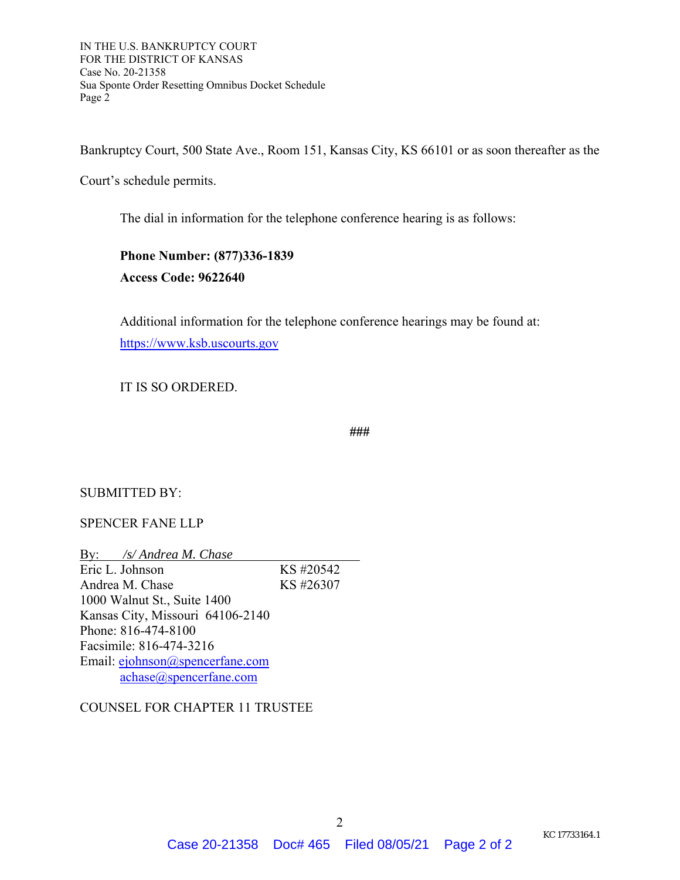Bankruptcy Court, 500 State Ave., Room 151, Kansas City, KS 66101 or as soon thereafter as the Court's schedule permits.

The dial in information for the telephone conference hearing is as follows:

**Phone Number: (877)336-1839**
**Access Code: 9622640**

Additional information for the telephone conference hearings may be found at: https://www.ksb.uscourts.gov

IT IS SO ORDERED.

###

SUBMITTED BY:

SPENCER FANE LLP

By: *s/ Andrea M. Chase*

Eric L. Johnson KS #20542
Andrea M. Chase KS #26307
1000 Walnut St., Suite 1400
Kansas City, Missouri 64106-2140
Phone: 816-474-8100
Facsimile: 816-474-3216
Email: ejohnson@spencerfane.com
achase@spencerfane.com

COUNSEL FOR CHAPTER 11 TRUSTEE

KC 17733164.1